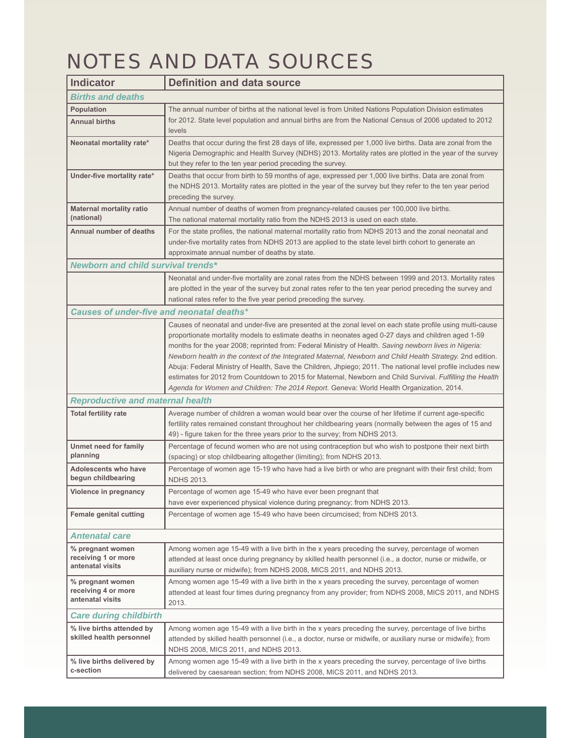# NOTES AND DATA SOURCES

| Indicator | Definition and data source |
|---|---|
| ***Births and deaths*** | |
| **Population** | The annual number of births at the national level is from United Nations Population Division estimates for 2012. State level population and annual births are from the National Census of 2006 updated to 2012 levels |
| **Annual births** | |
| **Neonatal mortality rate*** | Deaths that occur during the first 28 days of life, expressed per 1,000 live births. Data are zonal from the Nigeria Demographic and Health Survey (NDHS) 2013. Mortality rates are plotted in the year of the survey but they refer to the ten year period preceding the survey. |
| **Under-five mortality rate*** | Deaths that occur from birth to 59 months of age, expressed per 1,000 live births. Data are zonal from the NDHS 2013. Mortality rates are plotted in the year of the survey but they refer to the ten year period preceding the survey. |
| **Maternal mortality ratio (national)** | Annual number of deaths of women from pregnancy-related causes per 100,000 live births. The national maternal mortality ratio from the NDHS 2013 is used on each state. |
| **Annual number of deaths** | For the state profiles, the national maternal mortality ratio from NDHS 2013 and the zonal neonatal and under-five mortality rates from NDHS 2013 are applied to the state level birth cohort to generate an approximate annual number of deaths by state. |
| ***Newborn and child survival trends**** | |
| | Neonatal and under-five mortality are zonal rates from the NDHS between 1999 and 2013. Mortality rates are plotted in the year of the survey but zonal rates refer to the ten year period preceding the survey and national rates refer to the five year period preceding the survey. |
| ***Causes of under-five and neonatal deaths**** | |
| | Causes of neonatal and under-five are presented at the zonal level on each state profile using multi-cause proportionate mortality models to estimate deaths in neonates aged 0-27 days and children aged 1-59 months for the year 2008; reprinted from: Federal Ministry of Health. *Saving newborn lives in Nigeria: Newborn health in the context of the Integrated Maternal, Newborn and Child Health Strategy.* 2nd edition. Abuja: Federal Ministry of Health, Save the Children, Jhpiego; 2011. The national level profile includes new estimates for 2012 from Countdown to 2015 for Maternal, Newborn and Child Survival. *Fulfilling the Health Agenda for Women and Children: The 2014 Report.* Geneva: World Health Organization, 2014. |
| ***Reproductive and maternal health*** | |
| **Total fertility rate** | Average number of children a woman would bear over the course of her lifetime if current age-specific fertility rates remained constant throughout her childbearing years (normally between the ages of 15 and 49) - figure taken for the three years prior to the survey; from NDHS 2013. |
| **Unmet need for family planning** | Percentage of fecund women who are not using contraception but who wish to postpone their next birth (spacing) or stop childbearing altogether (limiting); from NDHS 2013. |
| **Adolescents who have begun childbearing** | Percentage of women age 15-19 who have had a live birth or who are pregnant with their first child; from NDHS 2013. |
| **Violence in pregnancy** | Percentage of women age 15-49 who have ever been pregnant that have ever experienced physical violence during pregnancy; from NDHS 2013. |
| **Female genital cutting** | Percentage of women age 15-49 who have been circumcised; from NDHS 2013. |
| ***Antenatal care*** | |
| **% pregnant women receiving 1 or more antenatal visits** | Among women age 15-49 with a live birth in the x years preceding the survey, percentage of women attended at least once during pregnancy by skilled health personnel (i.e., a doctor, nurse or midwife, or auxiliary nurse or midwife); from NDHS 2008, MICS 2011, and NDHS 2013. |
| **% pregnant women receiving 4 or more antenatal visits** | Among women age 15-49 with a live birth in the x years preceding the survey, percentage of women attended at least four times during pregnancy from any provider; from NDHS 2008, MICS 2011, and NDHS 2013. |
| ***Care during childbirth*** | |
| **% live births attended by skilled health personnel** | Among women age 15-49 with a live birth in the x years preceding the survey, percentage of live births attended by skilled health personnel (i.e., a doctor, nurse or midwife, or auxiliary nurse or midwife); from NDHS 2008, MICS 2011, and NDHS 2013. |
| **% live births delivered by c-section** | Among women age 15-49 with a live birth in the x years preceding the survey, percentage of live births delivered by caesarean section; from NDHS 2008, MICS 2011, and NDHS 2013. |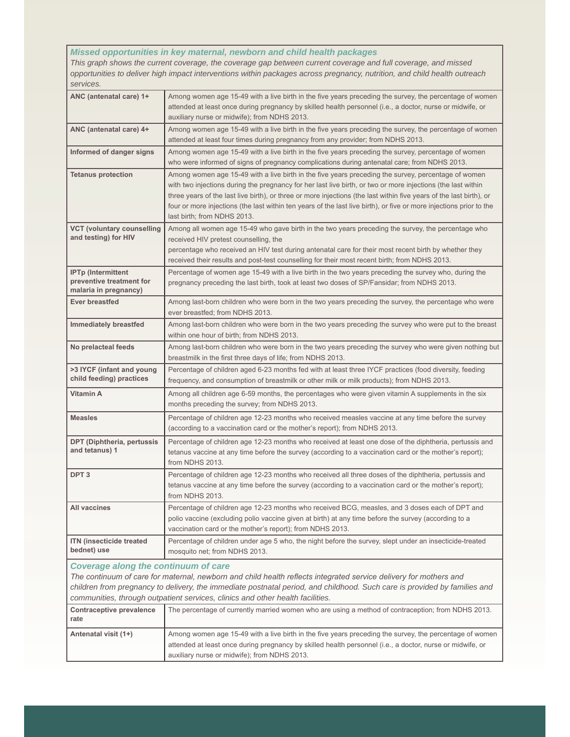### *Missed opportunities in key maternal, newborn and child health packages*

*This graph shows the current coverage, the coverage gap between current coverage and full coverage, and missed opportunities to deliver high impact interventions within packages across pregnancy, nutrition, and child health outreach services.*

| | |
|---|---|
| **ANC (antenatal care) 1+** | Among women age 15-49 with a live birth in the five years preceding the survey, the percentage of women attended at least once during pregnancy by skilled health personnel (i.e., a doctor, nurse or midwife, or auxiliary nurse or midwife); from NDHS 2013. |
| **ANC (antenatal care) 4+** | Among women age 15-49 with a live birth in the five years preceding the survey, the percentage of women attended at least four times during pregnancy from any provider; from NDHS 2013. |
| **Informed of danger signs** | Among women age 15-49 with a live birth in the five years preceding the survey, percentage of women who were informed of signs of pregnancy complications during antenatal care; from NDHS 2013. |
| **Tetanus protection** | Among women age 15-49 with a live birth in the five years preceding the survey, percentage of women with two injections during the pregnancy for her last live birth, or two or more injections (the last within three years of the last live birth), or three or more injections (the last within five years of the last birth), or four or more injections (the last within ten years of the last live birth), or five or more injections prior to the last birth; from NDHS 2013. |
| **VCT (voluntary counselling and testing) for HIV** | Among all women age 15-49 who gave birth in the two years preceding the survey, the percentage who received HIV pretest counselling, the percentage who received an HIV test during antenatal care for their most recent birth by whether they received their results and post-test counselling for their most recent birth; from NDHS 2013. |
| **IPTp (Intermittent preventive treatment for malaria in pregnancy)** | Percentage of women age 15-49 with a live birth in the two years preceding the survey who, during the pregnancy preceding the last birth, took at least two doses of SP/Fansidar; from NDHS 2013. |
| **Ever breastfed** | Among last-born children who were born in the two years preceding the survey, the percentage who were ever breastfed; from NDHS 2013. |
| **Immediately breastfed** | Among last-born children who were born in the two years preceding the survey who were put to the breast within one hour of birth; from NDHS 2013. |
| **No prelacteal feeds** | Among last-born children who were born in the two years preceding the survey who were given nothing but breastmilk in the first three days of life; from NDHS 2013. |
| **>3 IYCF (infant and young child feeding) practices** | Percentage of children aged 6-23 months fed with at least three IYCF practices (food diversity, feeding frequency, and consumption of breastmilk or other milk or milk products); from NDHS 2013. |
| **Vitamin A** | Among all children age 6-59 months, the percentages who were given vitamin A supplements in the six months preceding the survey; from NDHS 2013. |
| **Measles** | Percentage of children age 12-23 months who received measles vaccine at any time before the survey (according to a vaccination card or the mother's report); from NDHS 2013. |
| **DPT (Diphtheria, pertussis and tetanus) 1** | Percentage of children age 12-23 months who received at least one dose of the diphtheria, pertussis and tetanus vaccine at any time before the survey (according to a vaccination card or the mother's report); from NDHS 2013. |
| **DPT 3** | Percentage of children age 12-23 months who received all three doses of the diphtheria, pertussis and tetanus vaccine at any time before the survey (according to a vaccination card or the mother's report); from NDHS 2013. |
| **All vaccines** | Percentage of children age 12-23 months who received BCG, measles, and 3 doses each of DPT and polio vaccine (excluding polio vaccine given at birth) at any time before the survey (according to a vaccination card or the mother's report); from NDHS 2013. |
| **ITN (insecticide treated bednet) use** | Percentage of children under age 5 who, the night before the survey, slept under an insecticide-treated mosquito net; from NDHS 2013. |

### *Coverage along the continuum of care*

*The continuum of care for maternal, newborn and child health reflects integrated service delivery for mothers and children from pregnancy to delivery, the immediate postnatal period, and childhood. Such care is provided by families and communities, through outpatient services, clinics and other health facilities.*

| | |
|---|---|
| **Contraceptive prevalence rate** | The percentage of currently married women who are using a method of contraception; from NDHS 2013. |
| **Antenatal visit (1+)** | Among women age 15-49 with a live birth in the five years preceding the survey, the percentage of women attended at least once during pregnancy by skilled health personnel (i.e., a doctor, nurse or midwife, or auxiliary nurse or midwife); from NDHS 2013. |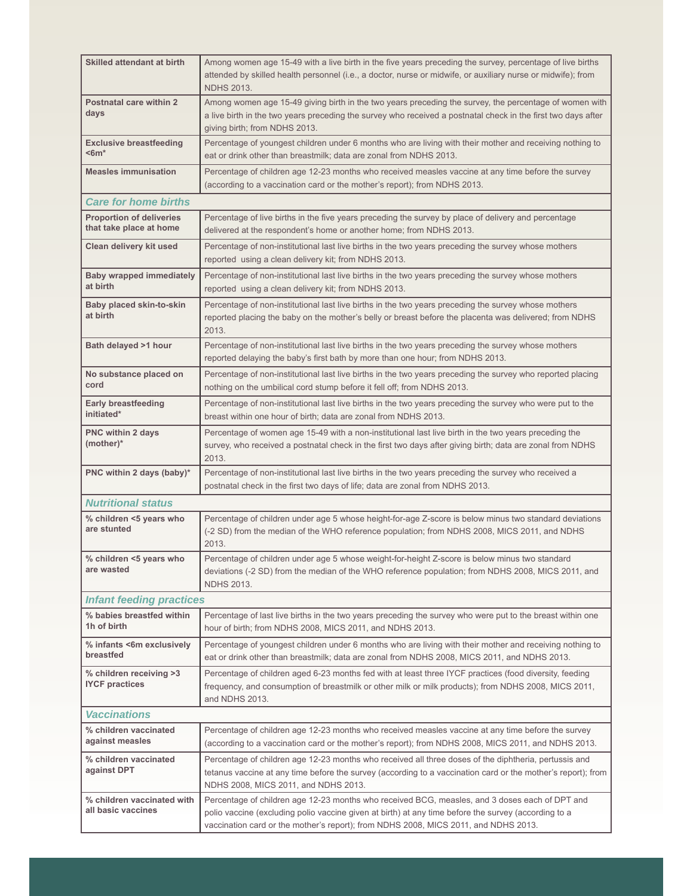| | |
|---|---|
| **Skilled attendant at birth** | Among women age 15-49 with a live birth in the five years preceding the survey, percentage of live births attended by skilled health personnel (i.e., a doctor, nurse or midwife, or auxiliary nurse or midwife); from NDHS 2013. |
| **Postnatal care within 2 days** | Among women age 15-49 giving birth in the two years preceding the survey, the percentage of women with a live birth in the two years preceding the survey who received a postnatal check in the first two days after giving birth; from NDHS 2013. |
| **Exclusive breastfeeding <6m*** | Percentage of youngest children under 6 months who are living with their mother and receiving nothing to eat or drink other than breastmilk; data are zonal from NDHS 2013. |
| **Measles immunisation** | Percentage of children age 12-23 months who received measles vaccine at any time before the survey (according to a vaccination card or the mother's report); from NDHS 2013. |
| ***Care for home births*** | |
| **Proportion of deliveries that take place at home** | Percentage of live births in the five years preceding the survey by place of delivery and percentage delivered at the respondent's home or another home; from NDHS 2013. |
| **Clean delivery kit used** | Percentage of non-institutional last live births in the two years preceding the survey whose mothers reported using a clean delivery kit; from NDHS 2013. |
| **Baby wrapped immediately at birth** | Percentage of non-institutional last live births in the two years preceding the survey whose mothers reported using a clean delivery kit; from NDHS 2013. |
| **Baby placed skin-to-skin at birth** | Percentage of non-institutional last live births in the two years preceding the survey whose mothers reported placing the baby on the mother's belly or breast before the placenta was delivered; from NDHS 2013. |
| **Bath delayed >1 hour** | Percentage of non-institutional last live births in the two years preceding the survey whose mothers reported delaying the baby's first bath by more than one hour; from NDHS 2013. |
| **No substance placed on cord** | Percentage of non-institutional last live births in the two years preceding the survey who reported placing nothing on the umbilical cord stump before it fell off; from NDHS 2013. |
| **Early breastfeeding initiated*** | Percentage of non-institutional last live births in the two years preceding the survey who were put to the breast within one hour of birth; data are zonal from NDHS 2013. |
| **PNC within 2 days (mother)*** | Percentage of women age 15-49 with a non-institutional last live birth in the two years preceding the survey, who received a postnatal check in the first two days after giving birth; data are zonal from NDHS 2013. |
| **PNC within 2 days (baby)*** | Percentage of non-institutional last live births in the two years preceding the survey who received a postnatal check in the first two days of life; data are zonal from NDHS 2013. |
| ***Nutritional status*** | |
| **% children <5 years who are stunted** | Percentage of children under age 5 whose height-for-age Z-score is below minus two standard deviations (-2 SD) from the median of the WHO reference population; from NDHS 2008, MICS 2011, and NDHS 2013. |
| **% children <5 years who are wasted** | Percentage of children under age 5 whose weight-for-height Z-score is below minus two standard deviations (-2 SD) from the median of the WHO reference population; from NDHS 2008, MICS 2011, and NDHS 2013. |
| ***Infant feeding practices*** | |
| **% babies breastfed within 1h of birth** | Percentage of last live births in the two years preceding the survey who were put to the breast within one hour of birth; from NDHS 2008, MICS 2011, and NDHS 2013. |
| **% infants <6m exclusively breastfed** | Percentage of youngest children under 6 months who are living with their mother and receiving nothing to eat or drink other than breastmilk; data are zonal from NDHS 2008, MICS 2011, and NDHS 2013. |
| **% children receiving >3 IYCF practices** | Percentage of children aged 6-23 months fed with at least three IYCF practices (food diversity, feeding frequency, and consumption of breastmilk or other milk or milk products); from NDHS 2008, MICS 2011, and NDHS 2013. |
| ***Vaccinations*** | |
| **% children vaccinated against measles** | Percentage of children age 12-23 months who received measles vaccine at any time before the survey (according to a vaccination card or the mother's report); from NDHS 2008, MICS 2011, and NDHS 2013. |
| **% children vaccinated against DPT** | Percentage of children age 12-23 months who received all three doses of the diphtheria, pertussis and tetanus vaccine at any time before the survey (according to a vaccination card or the mother's report); from NDHS 2008, MICS 2011, and NDHS 2013. |
| **% children vaccinated with all basic vaccines** | Percentage of children age 12-23 months who received BCG, measles, and 3 doses each of DPT and polio vaccine (excluding polio vaccine given at birth) at any time before the survey (according to a vaccination card or the mother's report); from NDHS 2008, MICS 2011, and NDHS 2013. |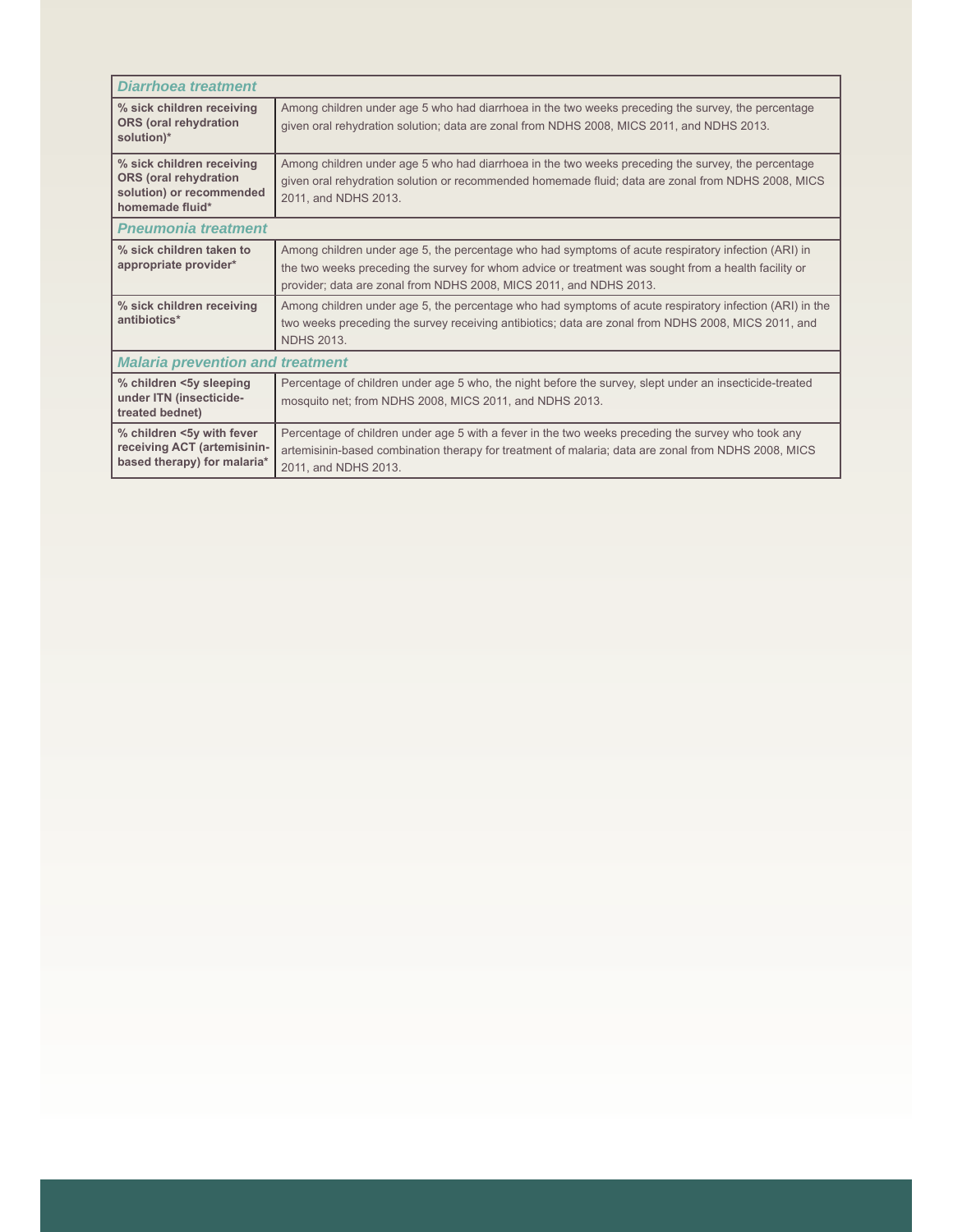| | |
|---|---|
| ***Diarrhoea treatment*** | |
| **% sick children receiving ORS (oral rehydration solution)*** | Among children under age 5 who had diarrhoea in the two weeks preceding the survey, the percentage given oral rehydration solution; data are zonal from NDHS 2008, MICS 2011, and NDHS 2013. |
| **% sick children receiving ORS (oral rehydration solution) or recommended homemade fluid*** | Among children under age 5 who had diarrhoea in the two weeks preceding the survey, the percentage given oral rehydration solution or recommended homemade fluid; data are zonal from NDHS 2008, MICS 2011, and NDHS 2013. |
| ***Pneumonia treatment*** | |
| **% sick children taken to appropriate provider*** | Among children under age 5, the percentage who had symptoms of acute respiratory infection (ARI) in the two weeks preceding the survey for whom advice or treatment was sought from a health facility or provider; data are zonal from NDHS 2008, MICS 2011, and NDHS 2013. |
| **% sick children receiving antibiotics*** | Among children under age 5, the percentage who had symptoms of acute respiratory infection (ARI) in the two weeks preceding the survey receiving antibiotics; data are zonal from NDHS 2008, MICS 2011, and NDHS 2013. |
| ***Malaria prevention and treatment*** | |
| **% children <5y sleeping under ITN (insecticide-treated bednet)** | Percentage of children under age 5 who, the night before the survey, slept under an insecticide-treated mosquito net; from NDHS 2008, MICS 2011, and NDHS 2013. |
| **% children <5y with fever receiving ACT (artemisinin-based therapy) for malaria*** | Percentage of children under age 5 with a fever in the two weeks preceding the survey who took any artemisinin-based combination therapy for treatment of malaria; data are zonal from NDHS 2008, MICS 2011, and NDHS 2013. |